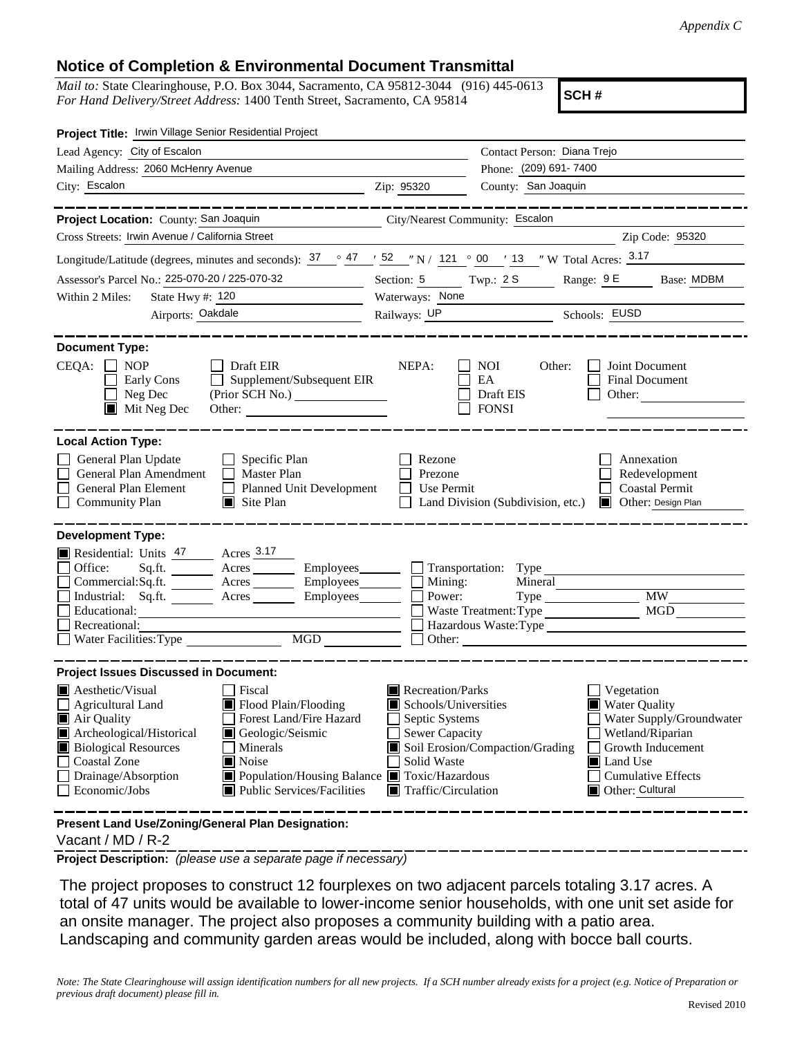*Appendix C*

## Notice of Completion & Environmental Document Transmittal

*Mail to:* State Clearinghouse, P.O. Box 3044, Sacramento, CA 95812-3044 (916) 445-0613
*For Hand Delivery/Street Address:* 1400 Tenth Street, Sacramento, CA 95814

**SCH #**

**Project Title:** Irwin Village Senior Residential Project

Lead Agency: City of Escalon
Contact Person: Diana Trejo
Mailing Address: 2060 McHenry Avenue
Phone: (209) 691- 7400
City: Escalon
Zip: 95320
County: San Joaquin

---

**Project Location:** County: San Joaquin
City/Nearest Community: Escalon
Cross Streets: Irwin Avenue / California Street
Zip Code: 95320

Longitude/Latitude (degrees, minutes and seconds): 37 ° 47 ′ 52 ″ N / 121 ° 00 ′ 13 ″ W Total Acres: 3.17

Assessor's Parcel No.: 225-070-20 / 225-070-32
Section: 5 Twp.: 2 S Range: 9 E Base: MDBM

Within 2 Miles: State Hwy #: 120
Waterways: None
Airports: Oakdale
Railways: UP
Schools: EUSD

---

**Document Type:**

CEQA:
- [ ] NOP
- [ ] Early Cons
- [ ] Neg Dec
- [x] Mit Neg Dec
- [ ] Draft EIR
- [ ] Supplement/Subsequent EIR (Prior SCH No.)
- Other:

NEPA:
- [ ] NOI
- [ ] EA
- [ ] Draft EIS
- [ ] FONSI

Other:
- [ ] Joint Document
- [ ] Final Document
- [ ] Other:

---

**Local Action Type:**

- [ ] General Plan Update
- [ ] General Plan Amendment
- [ ] General Plan Element
- [ ] Community Plan
- [ ] Specific Plan
- [ ] Master Plan
- [ ] Planned Unit Development
- [x] Site Plan
- [ ] Rezone
- [ ] Prezone
- [ ] Use Permit
- [ ] Land Division (Subdivision, etc.)
- [ ] Annexation
- [ ] Redevelopment
- [ ] Coastal Permit
- [x] Other: Design Plan

---

**Development Type:**

- [x] Residential: Units 47 Acres 3.17
- [ ] Office: Sq.ft. Acres Employees
- [ ] Commercial: Sq.ft. Acres Employees
- [ ] Industrial: Sq.ft. Acres Employees
- [ ] Educational:
- [ ] Recreational:
- [ ] Water Facilities: Type MGD
- [ ] Transportation: Type
- [ ] Mining: Mineral
- [ ] Power: Type MW
- [ ] Waste Treatment: Type MGD
- [ ] Hazardous Waste: Type
- [ ] Other:

---

**Project Issues Discussed in Document:**

- [x] Aesthetic/Visual
- [ ] Agricultural Land
- [x] Air Quality
- [x] Archeological/Historical
- [x] Biological Resources
- [ ] Coastal Zone
- [ ] Drainage/Absorption
- [ ] Economic/Jobs
- [ ] Fiscal
- [x] Flood Plain/Flooding
- [ ] Forest Land/Fire Hazard
- [x] Geologic/Seismic
- [ ] Minerals
- [x] Noise
- [x] Population/Housing Balance
- [x] Public Services/Facilities
- [x] Recreation/Parks
- [x] Schools/Universities
- [ ] Septic Systems
- [ ] Sewer Capacity
- [x] Soil Erosion/Compaction/Grading
- [ ] Solid Waste
- [x] Toxic/Hazardous
- [x] Traffic/Circulation
- [ ] Vegetation
- [x] Water Quality
- [ ] Water Supply/Groundwater
- [ ] Wetland/Riparian
- [ ] Growth Inducement
- [x] Land Use
- [ ] Cumulative Effects
- [x] Other: Cultural

---

**Present Land Use/Zoning/General Plan Designation:**

Vacant / MD / R-2

**Project Description:** *(please use a separate page if necessary)*

The project proposes to construct 12 fourplexes on two adjacent parcels totaling 3.17 acres. A total of 47 units would be available to lower-income senior households, with one unit set aside for an onsite manager. The project also proposes a community building with a patio area. Landscaping and community garden areas would be included, along with bocce ball courts.

*Note: The State Clearinghouse will assign identification numbers for all new projects. If a SCH number already exists for a project (e.g. Notice of Preparation or previous draft document) please fill in.*

Revised 2010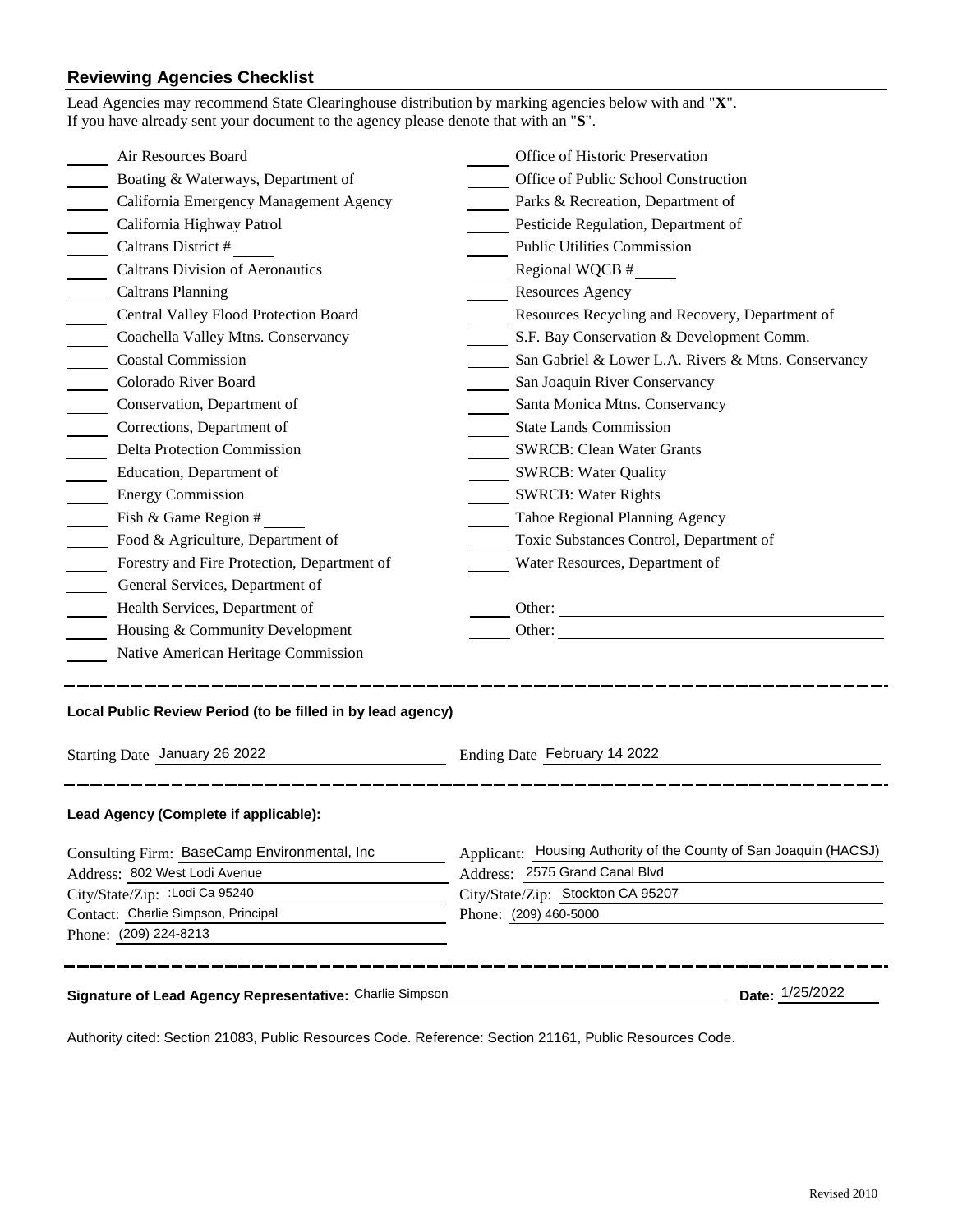## Reviewing Agencies Checklist

Lead Agencies may recommend State Clearinghouse distribution by marking agencies below with and "**X**".
If you have already sent your document to the agency please denote that with an "**S**".

_____ Air Resources Board
_____ Boating & Waterways, Department of
_____ California Emergency Management Agency
_____ California Highway Patrol
_____ Caltrans District # _____
_____ Caltrans Division of Aeronautics
_____ Caltrans Planning
_____ Central Valley Flood Protection Board
_____ Coachella Valley Mtns. Conservancy
_____ Coastal Commission
_____ Colorado River Board
_____ Conservation, Department of
_____ Corrections, Department of
_____ Delta Protection Commission
_____ Education, Department of
_____ Energy Commission
_____ Fish & Game Region # _____
_____ Food & Agriculture, Department of
_____ Forestry and Fire Protection, Department of
_____ General Services, Department of
_____ Health Services, Department of
_____ Housing & Community Development
_____ Native American Heritage Commission
_____ Office of Historic Preservation
_____ Office of Public School Construction
_____ Parks & Recreation, Department of
_____ Pesticide Regulation, Department of
_____ Public Utilities Commission
_____ Regional WQCB # _____
_____ Resources Agency
_____ Resources Recycling and Recovery, Department of
_____ S.F. Bay Conservation & Development Comm.
_____ San Gabriel & Lower L.A. Rivers & Mtns. Conservancy
_____ San Joaquin River Conservancy
_____ Santa Monica Mtns. Conservancy
_____ State Lands Commission
_____ SWRCB: Clean Water Grants
_____ SWRCB: Water Quality
_____ SWRCB: Water Rights
_____ Tahoe Regional Planning Agency
_____ Toxic Substances Control, Department of
_____ Water Resources, Department of
_____ Other: _____
_____ Other: _____

---

**Local Public Review Period (to be filled in by lead agency)**

Starting Date January 26 2022

Ending Date February 14 2022

---

**Lead Agency (Complete if applicable):**

Consulting Firm: BaseCamp Environmental, Inc
Address: 802 West Lodi Avenue
City/State/Zip: :Lodi Ca 95240
Contact: Charlie Simpson, Principal
Phone: (209) 224-8213

Applicant: Housing Authority of the County of San Joaquin (HACSJ)
Address: 2575 Grand Canal Blvd
City/State/Zip: Stockton CA 95207
Phone: (209) 460-5000

---

**Signature of Lead Agency Representative:** Charlie Simpson **Date:** 1/25/2022

Authority cited: Section 21083, Public Resources Code. Reference: Section 21161, Public Resources Code.

Revised 2010